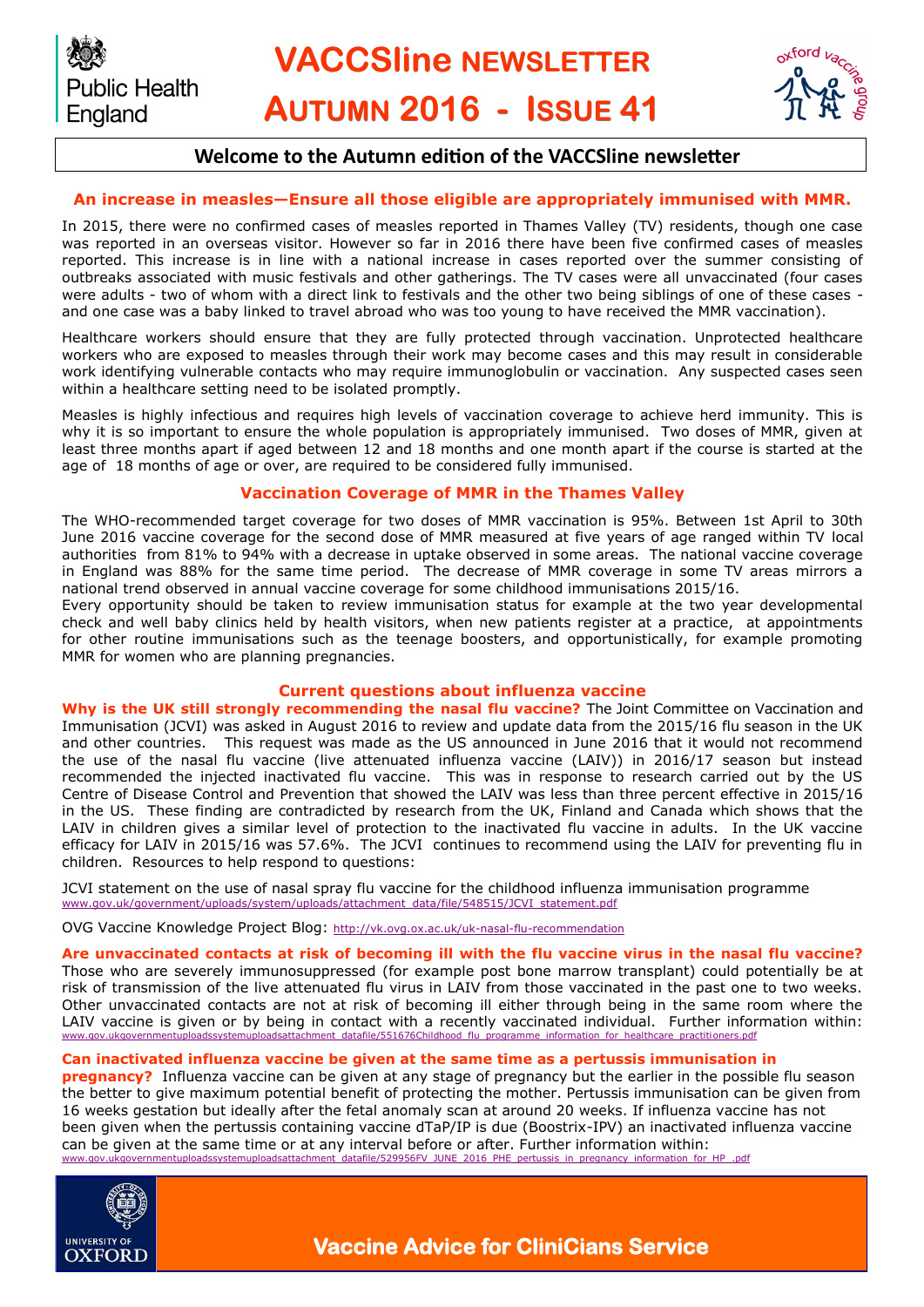Public Health England

# VACCSline NEWSLETTER

# AUTUMN 2016 - ISSUE 41

oxford vaccine group

## Welcome to the Autumn edition of the VACCSline newsletter

### An increase in measles—Ensure all those eligible are appropriately immunised with MMR.

In 2015, there were no confirmed cases of measles reported in Thames Valley (TV) residents, though one case was reported in an overseas visitor. However so far in 2016 there have been five confirmed cases of measles reported. This increase is in line with a national increase in cases reported over the summer consisting of outbreaks associated with music festivals and other gatherings. The TV cases were all unvaccinated (four cases were adults - two of whom with a direct link to festivals and the other two being siblings of one of these cases - and one case was a baby linked to travel abroad who was too young to have received the MMR vaccination).

Healthcare workers should ensure that they are fully protected through vaccination. Unprotected healthcare workers who are exposed to measles through their work may become cases and this may result in considerable work identifying vulnerable contacts who may require immunoglobulin or vaccination. Any suspected cases seen within a healthcare setting need to be isolated promptly.

Measles is highly infectious and requires high levels of vaccination coverage to achieve herd immunity. This is why it is so important to ensure the whole population is appropriately immunised. Two doses of MMR, given at least three months apart if aged between 12 and 18 months and one month apart if the course is started at the age of 18 months of age or over, are required to be considered fully immunised.

### Vaccination Coverage of MMR in the Thames Valley

The WHO-recommended target coverage for two doses of MMR vaccination is 95%. Between 1st April to 30th June 2016 vaccine coverage for the second dose of MMR measured at five years of age ranged within TV local authorities from 81% to 94% with a decrease in uptake observed in some areas. The national vaccine coverage in England was 88% for the same time period. The decrease of MMR coverage in some TV areas mirrors a national trend observed in annual vaccine coverage for some childhood immunisations 2015/16.

Every opportunity should be taken to review immunisation status for example at the two year developmental check and well baby clinics held by health visitors, when new patients register at a practice, at appointments for other routine immunisations such as the teenage boosters, and opportunistically, for example promoting MMR for women who are planning pregnancies.

### Current questions about influenza vaccine

**Why is the UK still strongly recommending the nasal flu vaccine?** The Joint Committee on Vaccination and Immunisation (JCVI) was asked in August 2016 to review and update data from the 2015/16 flu season in the UK and other countries. This request was made as the US announced in June 2016 that it would not recommend the use of the nasal flu vaccine (live attenuated influenza vaccine (LAIV)) in 2016/17 season but instead recommended the injected inactivated flu vaccine. This was in response to research carried out by the US Centre of Disease Control and Prevention that showed the LAIV was less than three percent effective in 2015/16 in the US. These finding are contradicted by research from the UK, Finland and Canada which shows that the LAIV in children gives a similar level of protection to the inactivated flu vaccine in adults. In the UK vaccine efficacy for LAIV in 2015/16 was 57.6%. The JCVI continues to recommend using the LAIV for preventing flu in children. Resources to help respond to questions:

JCVI statement on the use of nasal spray flu vaccine for the childhood influenza immunisation programme
www.gov.uk/government/uploads/system/uploads/attachment_data/file/548515/JCVI_statement.pdf

OVG Vaccine Knowledge Project Blog: http://vk.ovg.ox.ac.uk/uk-nasal-flu-recommendation

**Are unvaccinated contacts at risk of becoming ill with the flu vaccine virus in the nasal flu vaccine?** Those who are severely immunosuppressed (for example post bone marrow transplant) could potentially be at risk of transmission of the live attenuated flu virus in LAIV from those vaccinated in the past one to two weeks. Other unvaccinated contacts are not at risk of becoming ill either through being in the same room where the LAIV vaccine is given or by being in contact with a recently vaccinated individual. Further information within:
www.gov.ukgovernmentuploadssystemuploadsattachment_datafile/551676Childhood_flu_programme_information_for_healthcare_practitioners.pdf

**Can inactivated influenza vaccine be given at the same time as a pertussis immunisation in pregnancy?** Influenza vaccine can be given at any stage of pregnancy but the earlier in the possible flu season the better to give maximum potential benefit of protecting the mother. Pertussis immunisation can be given from 16 weeks gestation but ideally after the fetal anomaly scan at around 20 weeks. If influenza vaccine has not been given when the pertussis containing vaccine dTaP/IP is due (Boostrix-IPV) an inactivated influenza vaccine can be given at the same time or at any interval before or after. Further information within:
www.gov.ukgovernmentuploadssystemuploadsattachment_datafile/529956FV_JUNE_2016_PHE_pertussis_in_pregnancy_information_for_HP_.pdf

UNIVERSITY OF OXFORD

**Vaccine Advice for CliniCians Service**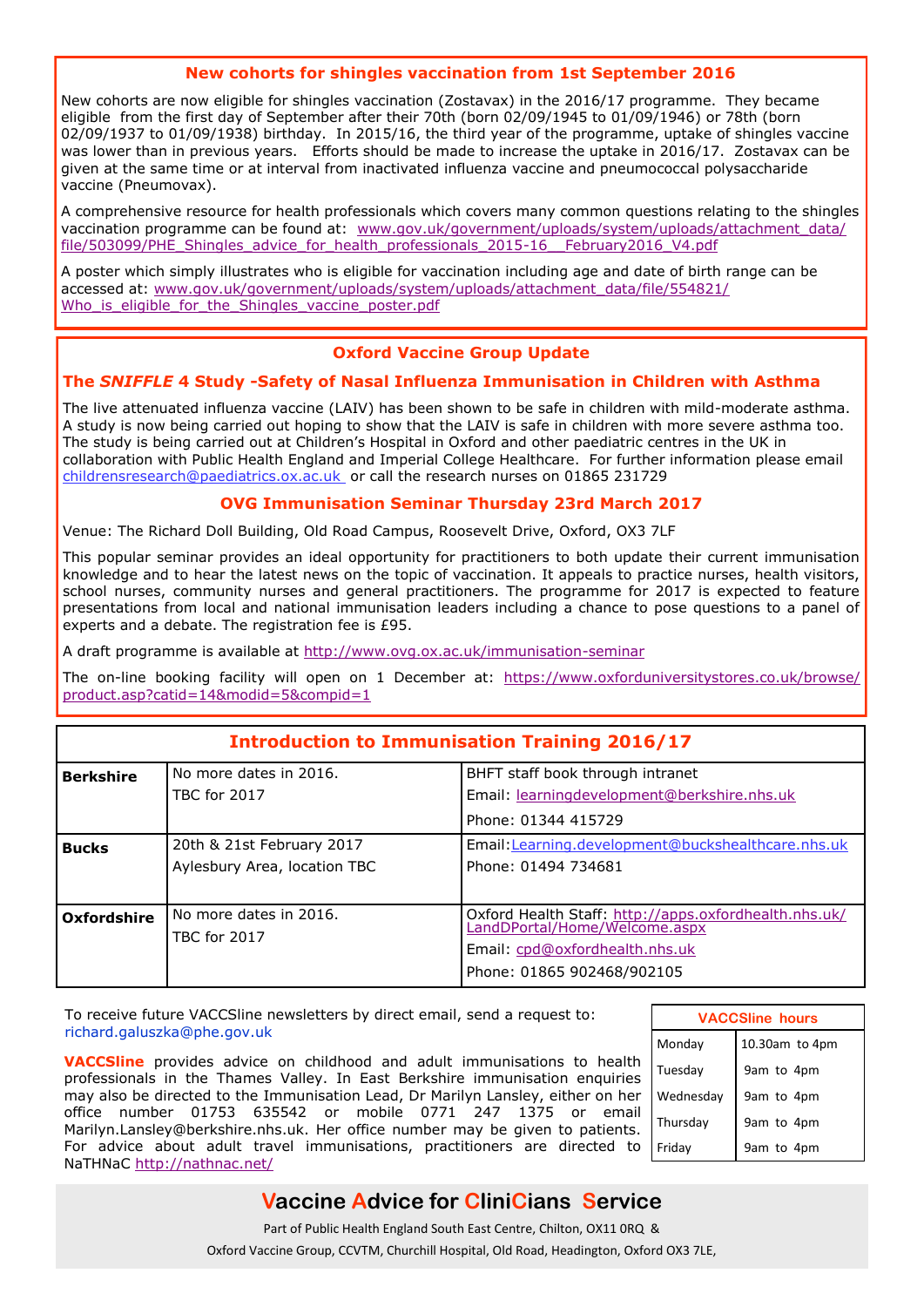## New cohorts for shingles vaccination from 1st September 2016

New cohorts are now eligible for shingles vaccination (Zostavax) in the 2016/17 programme. They became eligible from the first day of September after their 70th (born 02/09/1945 to 01/09/1946) or 78th (born 02/09/1937 to 01/09/1938) birthday. In 2015/16, the third year of the programme, uptake of shingles vaccine was lower than in previous years. Efforts should be made to increase the uptake in 2016/17. Zostavax can be given at the same time or at interval from inactivated influenza vaccine and pneumococcal polysaccharide vaccine (Pneumovax).

A comprehensive resource for health professionals which covers many common questions relating to the shingles vaccination programme can be found at: www.gov.uk/government/uploads/system/uploads/attachment_data/file/503099/PHE_Shingles_advice_for_health_professionals_2015-16__February2016_V4.pdf

A poster which simply illustrates who is eligible for vaccination including age and date of birth range can be accessed at: www.gov.uk/government/uploads/system/uploads/attachment_data/file/554821/Who_is_eligible_for_the_Shingles_vaccine_poster.pdf

## Oxford Vaccine Group Update

### The *SNIFFLE* 4 Study -Safety of Nasal Influenza Immunisation in Children with Asthma

The live attenuated influenza vaccine (LAIV) has been shown to be safe in children with mild-moderate asthma. A study is now being carried out hoping to show that the LAIV is safe in children with more severe asthma too. The study is being carried out at Children's Hospital in Oxford and other paediatric centres in the UK in collaboration with Public Health England and Imperial College Healthcare. For further information please email childrensresearch@paediatrics.ox.ac.uk or call the research nurses on 01865 231729

### OVG Immunisation Seminar Thursday 23rd March 2017

Venue: The Richard Doll Building, Old Road Campus, Roosevelt Drive, Oxford, OX3 7LF

This popular seminar provides an ideal opportunity for practitioners to both update their current immunisation knowledge and to hear the latest news on the topic of vaccination. It appeals to practice nurses, health visitors, school nurses, community nurses and general practitioners. The programme for 2017 is expected to feature presentations from local and national immunisation leaders including a chance to pose questions to a panel of experts and a debate. The registration fee is £95.

A draft programme is available at http://www.ovg.ox.ac.uk/immunisation-seminar

The on-line booking facility will open on 1 December at: https://www.oxforduniversitystores.co.uk/browse/product.asp?catid=14&modid=5&compid=1

## Introduction to Immunisation Training 2016/17

| | | |
|---|---|---|
| **Berkshire** | No more dates in 2016.<br>TBC for 2017 | BHFT staff book through intranet<br>Email: learningdevelopment@berkshire.nhs.uk<br>Phone: 01344 415729 |
| **Bucks** | 20th & 21st February 2017<br>Aylesbury Area, location TBC | Email: Learning.development@buckshealthcare.nhs.uk<br>Phone: 01494 734681 |
| **Oxfordshire** | No more dates in 2016.<br>TBC for 2017 | Oxford Health Staff: http://apps.oxfordhealth.nhs.uk/LandDPortal/Home/Welcome.aspx<br>Email: cpd@oxfordhealth.nhs.uk<br>Phone: 01865 902468/902105 |

To receive future VACCSline newsletters by direct email, send a request to: richard.galuszka@phe.gov.uk

**VACCSline** provides advice on childhood and adult immunisations to health professionals in the Thames Valley. In East Berkshire immunisation enquiries may also be directed to the Immunisation Lead, Dr Marilyn Lansley, either on her office number 01753 635542 or mobile 0771 247 1375 or email Marilyn.Lansley@berkshire.nhs.uk. Her office number may be given to patients. For advice about adult travel immunisations, practitioners are directed to NaTHNaC http://nathnac.net/

| VACCSline hours | |
|---|---|
| Monday | 10.30am to 4pm |
| Tuesday | 9am to 4pm |
| Wednesday | 9am to 4pm |
| Thursday | 9am to 4pm |
| Friday | 9am to 4pm |

## Vaccine Advice for CliniCians Service

Part of Public Health England South East Centre, Chilton, OX11 0RQ &

Oxford Vaccine Group, CCVTM, Churchill Hospital, Old Road, Headington, Oxford OX3 7LE,